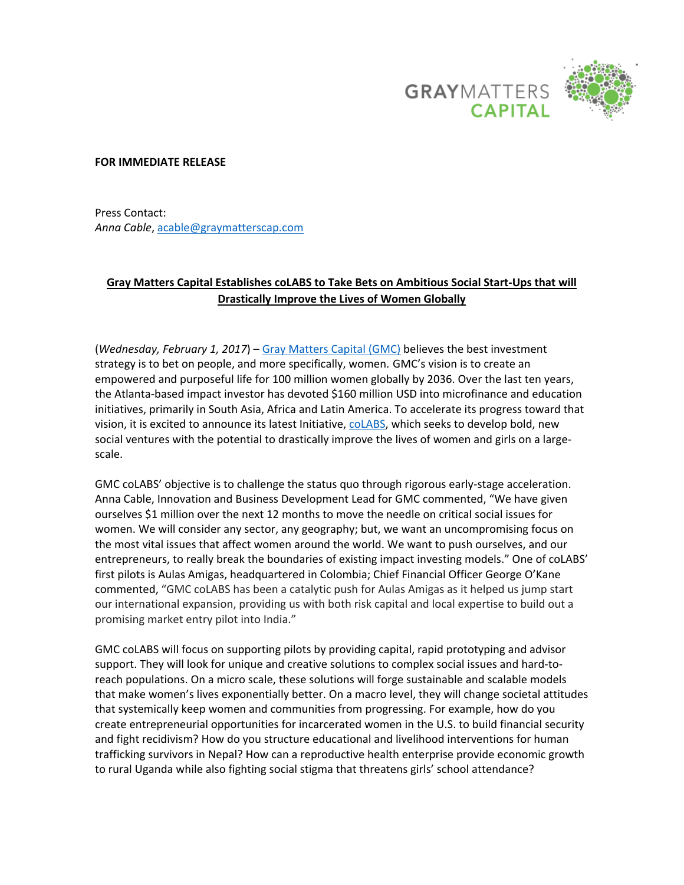**FOR IMMEDIATE RELEASE**

Press Contact:
*Anna Cable*, acable@graymatterscap.com

**Gray Matters Capital Establishes coLABS to Take Bets on Ambitious Social Start-Ups that will Drastically Improve the Lives of Women Globally**

(*Wednesday, February 1, 2017*) – Gray Matters Capital (GMC) believes the best investment strategy is to bet on people, and more specifically, women. GMC's vision is to create an empowered and purposeful life for 100 million women globally by 2036. Over the last ten years, the Atlanta-based impact investor has devoted $160 million USD into microfinance and education initiatives, primarily in South Asia, Africa and Latin America. To accelerate its progress toward that vision, it is excited to announce its latest Initiative, coLABS, which seeks to develop bold, new social ventures with the potential to drastically improve the lives of women and girls on a large-scale.

GMC coLABS' objective is to challenge the status quo through rigorous early-stage acceleration. Anna Cable, Innovation and Business Development Lead for GMC commented, "We have given ourselves $1 million over the next 12 months to move the needle on critical social issues for women. We will consider any sector, any geography; but, we want an uncompromising focus on the most vital issues that affect women around the world. We want to push ourselves, and our entrepreneurs, to really break the boundaries of existing impact investing models." One of coLABS' first pilots is Aulas Amigas, headquartered in Colombia; Chief Financial Officer George O'Kane commented, "GMC coLABS has been a catalytic push for Aulas Amigas as it helped us jump start our international expansion, providing us with both risk capital and local expertise to build out a promising market entry pilot into India."

GMC coLABS will focus on supporting pilots by providing capital, rapid prototyping and advisor support. They will look for unique and creative solutions to complex social issues and hard-to-reach populations. On a micro scale, these solutions will forge sustainable and scalable models that make women's lives exponentially better. On a macro level, they will change societal attitudes that systemically keep women and communities from progressing. For example, how do you create entrepreneurial opportunities for incarcerated women in the U.S. to build financial security and fight recidivism? How do you structure educational and livelihood interventions for human trafficking survivors in Nepal? How can a reproductive health enterprise provide economic growth to rural Uganda while also fighting social stigma that threatens girls' school attendance?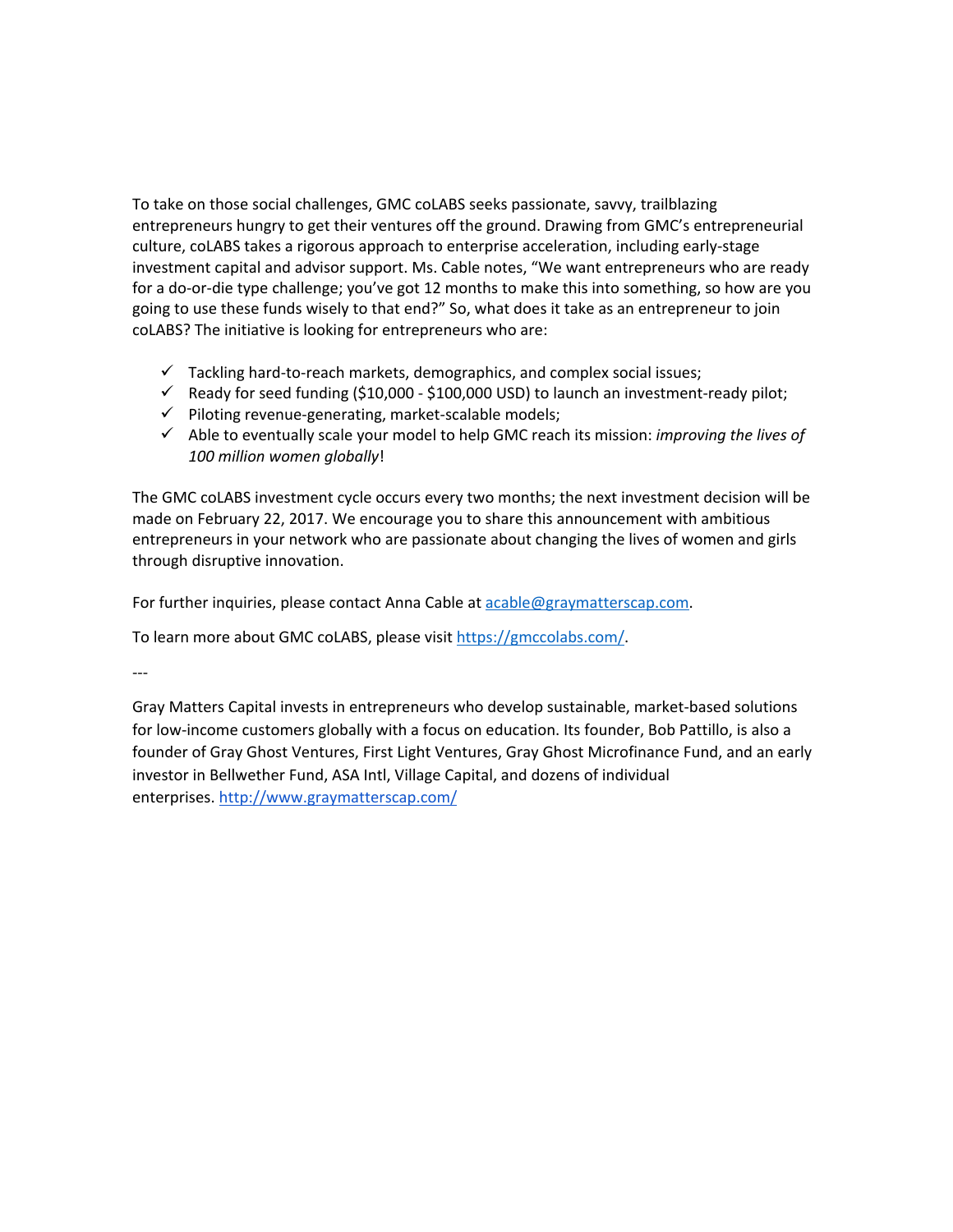To take on those social challenges, GMC coLABS seeks passionate, savvy, trailblazing entrepreneurs hungry to get their ventures off the ground. Drawing from GMC's entrepreneurial culture, coLABS takes a rigorous approach to enterprise acceleration, including early-stage investment capital and advisor support. Ms. Cable notes, "We want entrepreneurs who are ready for a do-or-die type challenge; you've got 12 months to make this into something, so how are you going to use these funds wisely to that end?" So, what does it take as an entrepreneur to join coLABS? The initiative is looking for entrepreneurs who are:

- ✓ Tackling hard-to-reach markets, demographics, and complex social issues;
- ✓ Ready for seed funding ($10,000 - $100,000 USD) to launch an investment-ready pilot;
- ✓ Piloting revenue-generating, market-scalable models;
- ✓ Able to eventually scale your model to help GMC reach its mission: *improving the lives of 100 million women globally*!

The GMC coLABS investment cycle occurs every two months; the next investment decision will be made on February 22, 2017. We encourage you to share this announcement with ambitious entrepreneurs in your network who are passionate about changing the lives of women and girls through disruptive innovation.

For further inquiries, please contact Anna Cable at [acable@graymatterscap.com](mailto:acable@graymatterscap.com).

To learn more about GMC coLABS, please visit [https://gmccolabs.com/](https://gmccolabs.com/).

---

Gray Matters Capital invests in entrepreneurs who develop sustainable, market-based solutions for low-income customers globally with a focus on education. Its founder, Bob Pattillo, is also a founder of Gray Ghost Ventures, First Light Ventures, Gray Ghost Microfinance Fund, and an early investor in Bellwether Fund, ASA Intl, Village Capital, and dozens of individual enterprises. [http://www.graymatterscap.com/](http://www.graymatterscap.com/)